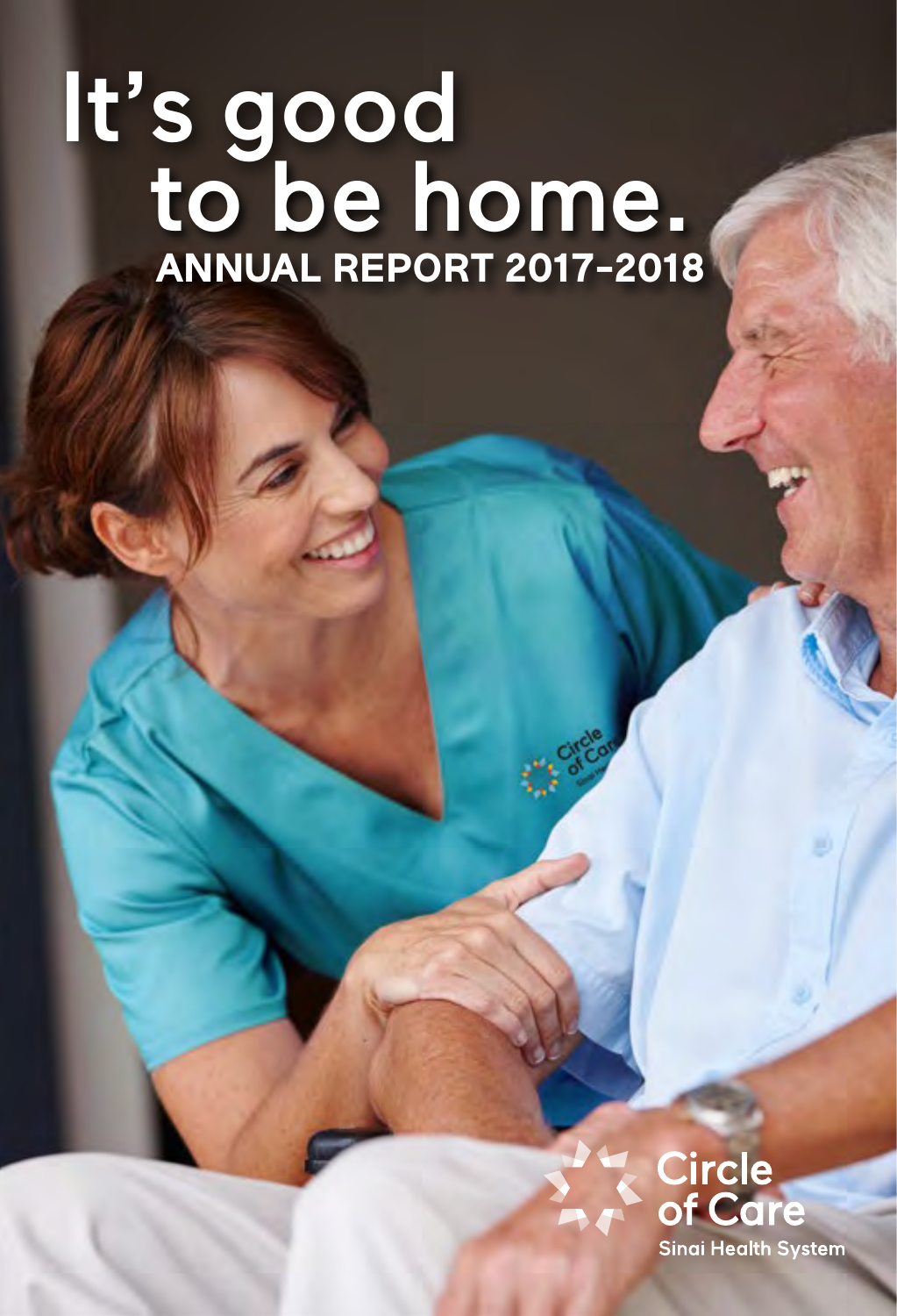# It's good to be home.

## ANNUAL REPORT 2017-2018

Circle of Care

Sinai Health System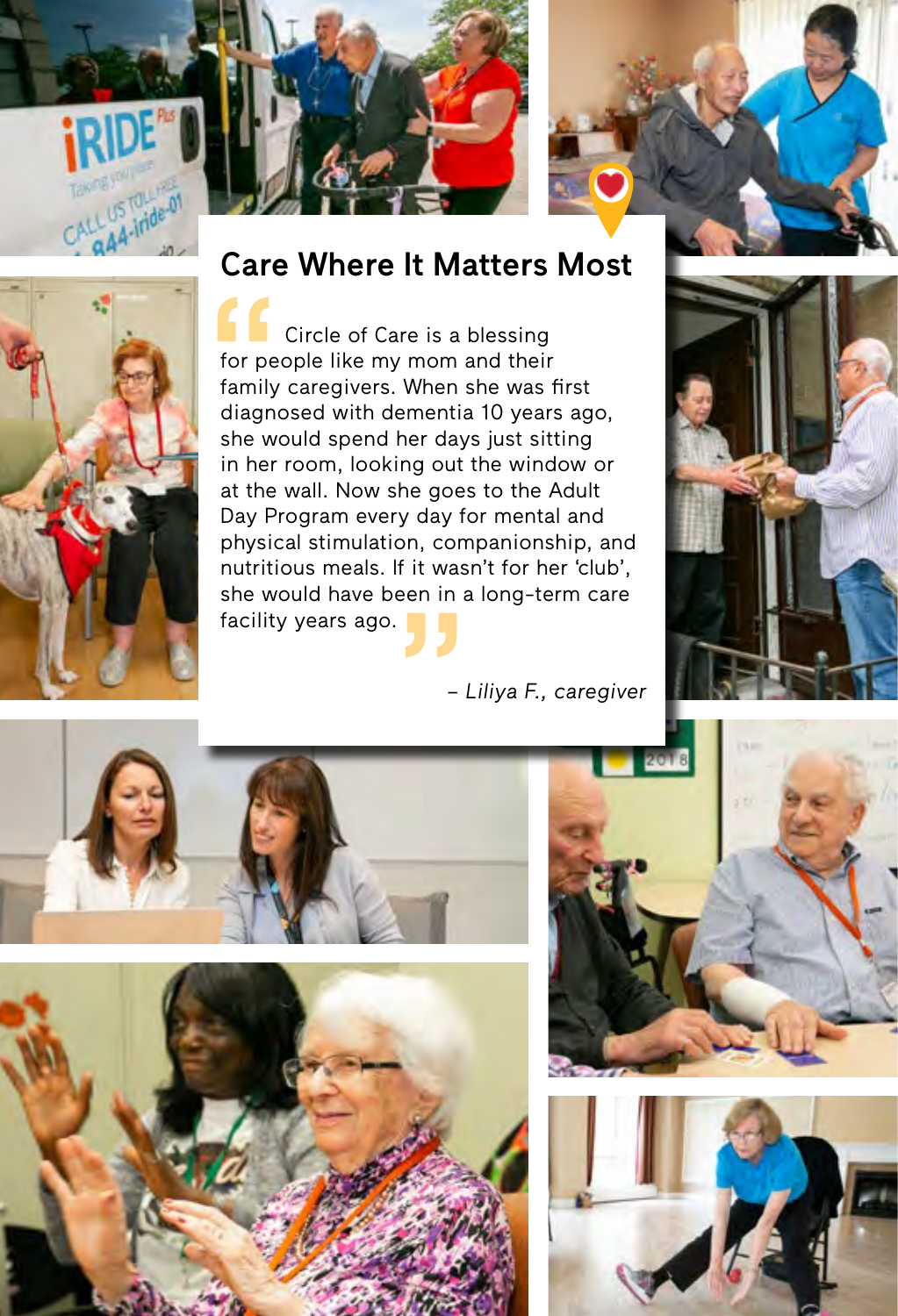## Care Where It Matters Most

> Circle of Care is a blessing for people like my mom and their family caregivers. When she was first diagnosed with dementia 10 years ago, she would spend her days just sitting in her room, looking out the window or at the wall. Now she goes to the Adult Day Program every day for mental and physical stimulation, companionship, and nutritious meals. If it wasn't for her 'club', she would have been in a long-term care facility years ago.

*– Liliya F., caregiver*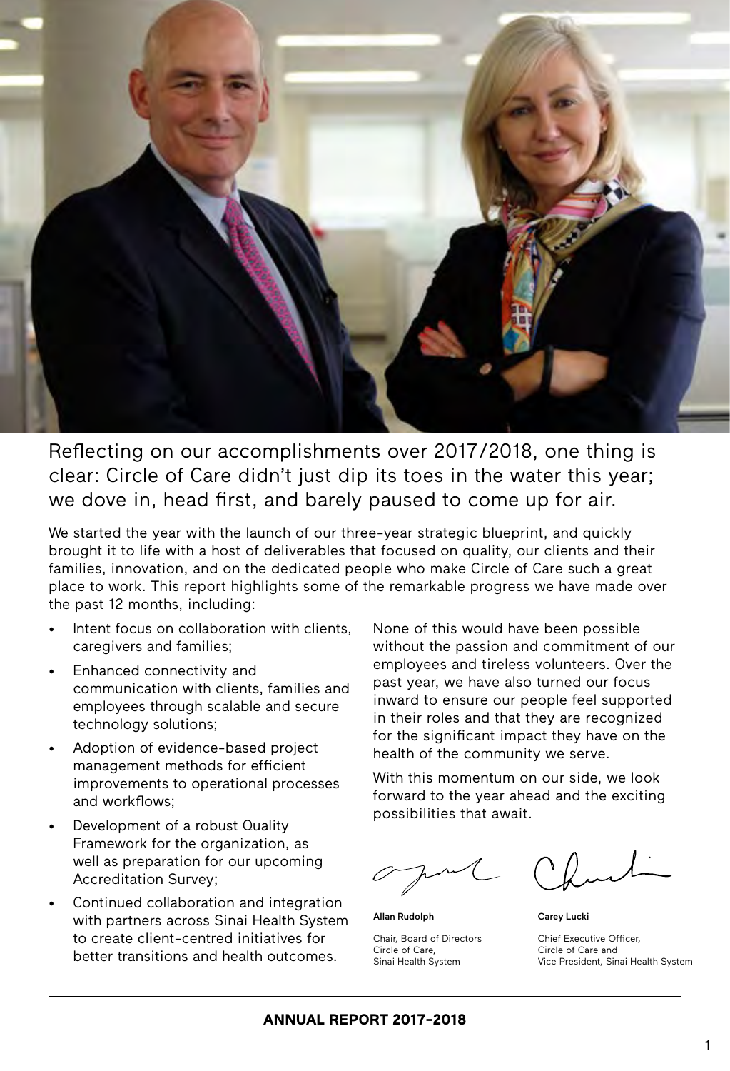Reflecting on our accomplishments over 2017/2018, one thing is clear: Circle of Care didn't just dip its toes in the water this year; we dove in, head first, and barely paused to come up for air.

We started the year with the launch of our three-year strategic blueprint, and quickly brought it to life with a host of deliverables that focused on quality, our clients and their families, innovation, and on the dedicated people who make Circle of Care such a great place to work. This report highlights some of the remarkable progress we have made over the past 12 months, including:

- Intent focus on collaboration with clients, caregivers and families;
- Enhanced connectivity and communication with clients, families and employees through scalable and secure technology solutions;
- Adoption of evidence-based project management methods for efficient improvements to operational processes and workflows;
- Development of a robust Quality Framework for the organization, as well as preparation for our upcoming Accreditation Survey;
- Continued collaboration and integration with partners across Sinai Health System to create client-centred initiatives for better transitions and health outcomes.

None of this would have been possible without the passion and commitment of our employees and tireless volunteers. Over the past year, we have also turned our focus inward to ensure our people feel supported in their roles and that they are recognized for the significant impact they have on the health of the community we serve.

With this momentum on our side, we look forward to the year ahead and the exciting possibilities that await.

**Allan Rudolph**

Chair, Board of Directors
Circle of Care,
Sinai Health System

**Carey Lucki**

Chief Executive Officer,
Circle of Care and
Vice President, Sinai Health System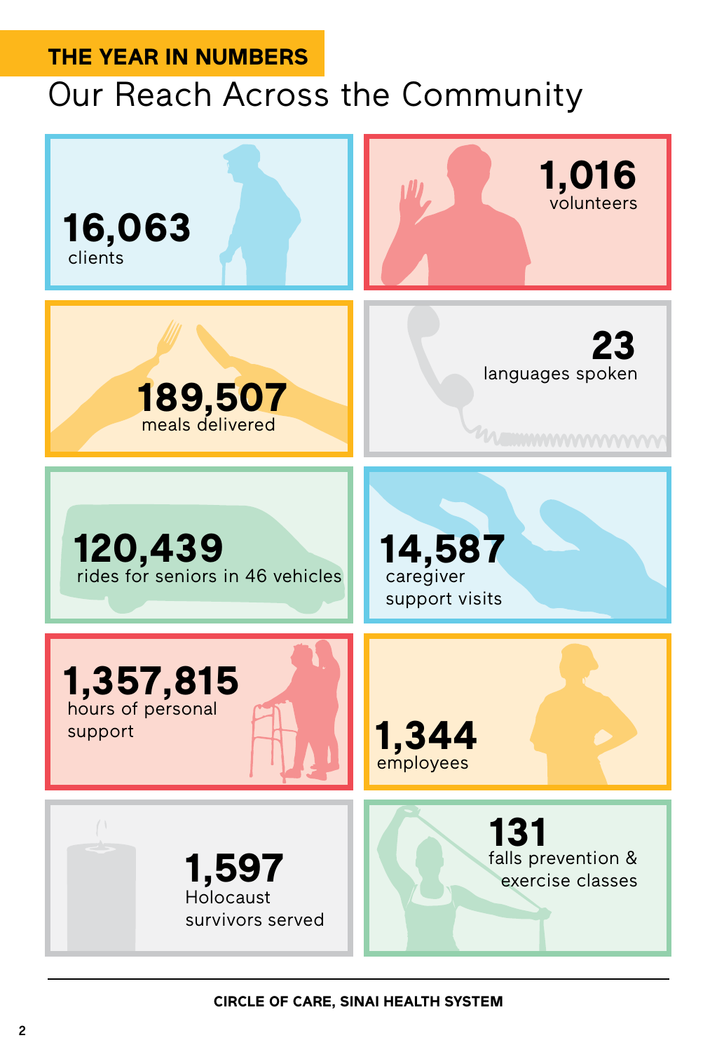## THE YEAR IN NUMBERS

# Our Reach Across the Community

**16,063**
clients

**1,016**
volunteers

**189,507**
meals delivered

**23**
languages spoken

**120,439**
rides for seniors in 46 vehicles

**14,587**
caregiver support visits

**1,357,815**
hours of personal support

**1,344**
employees

**1,597**
Holocaust survivors served

**131**
falls prevention & exercise classes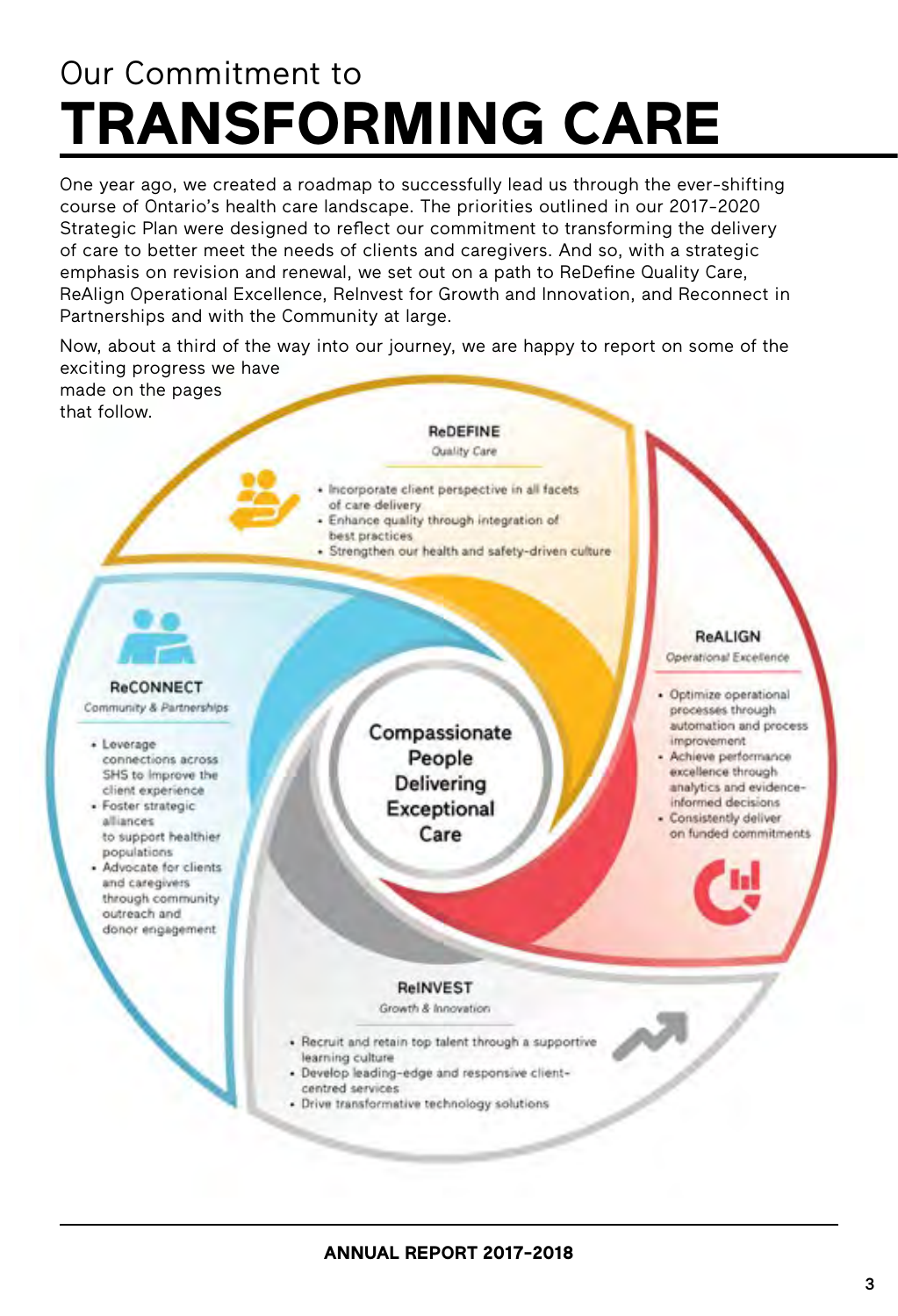# Our Commitment to **TRANSFORMING CARE**

One year ago, we created a roadmap to successfully lead us through the ever-shifting course of Ontario's health care landscape. The priorities outlined in our 2017-2020 Strategic Plan were designed to reflect our commitment to transforming the delivery of care to better meet the needs of clients and caregivers. And so, with a strategic emphasis on revision and renewal, we set out on a path to ReDefine Quality Care, ReAlign Operational Excellence, ReInvest for Growth and Innovation, and Reconnect in Partnerships and with the Community at large.

Now, about a third of the way into our journey, we are happy to report on some of the exciting progress we have made on the pages that follow.

### ReDEFINE
*Quality Care*

- Incorporate client perspective in all facets of care delivery
- Enhance quality through integration of best practices
- Strengthen our health and safety-driven culture

### ReALIGN
*Operational Excellence*

- Optimize operational processes through automation and process improvement
- Achieve performance excellence through analytics and evidence-informed decisions
- Consistently deliver on funded commitments

### ReINVEST
*Growth & Innovation*

- Recruit and retain top talent through a supportive learning culture
- Develop leading-edge and responsive client-centred services
- Drive transformative technology solutions

### ReCONNECT
*Community & Partnerships*

- Leverage connections across SHS to improve the client experience
- Foster strategic alliances to support healthier populations
- Advocate for clients and caregivers through community outreach and donor engagement

**Compassionate People Delivering Exceptional Care**

**ANNUAL REPORT 2017-2018**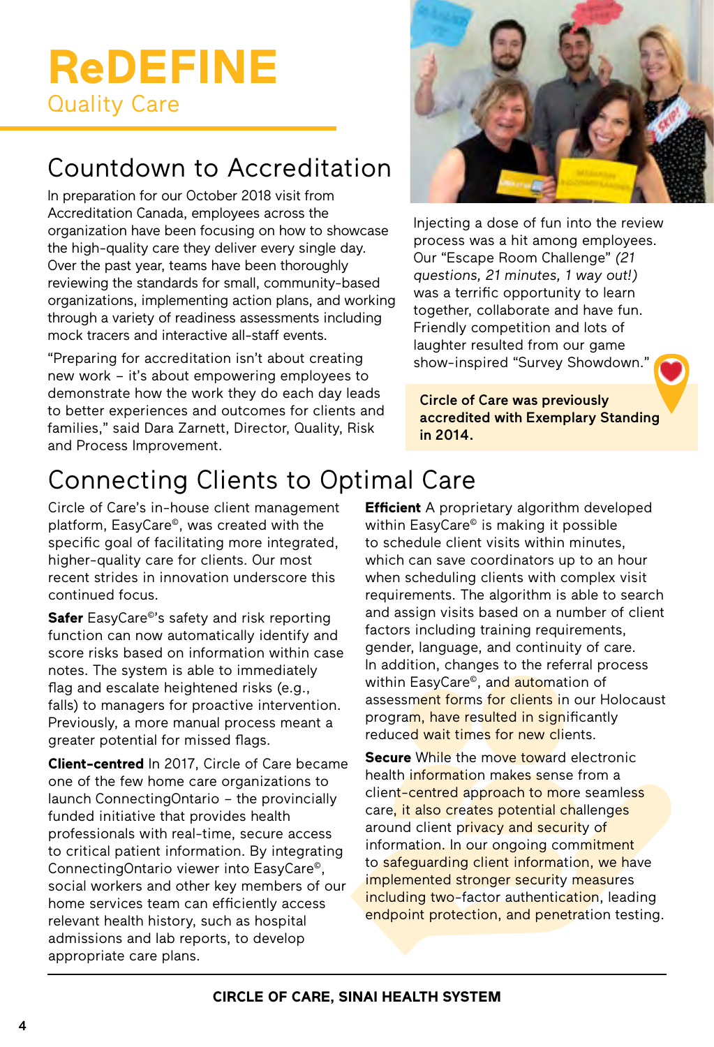# ReDEFINE

Quality Care

## Countdown to Accreditation

In preparation for our October 2018 visit from Accreditation Canada, employees across the organization have been focusing on how to showcase the high-quality care they deliver every single day. Over the past year, teams have been thoroughly reviewing the standards for small, community-based organizations, implementing action plans, and working through a variety of readiness assessments including mock tracers and interactive all-staff events.

"Preparing for accreditation isn't about creating new work – it's about empowering employees to demonstrate how the work they do each day leads to better experiences and outcomes for clients and families," said Dara Zarnett, Director, Quality, Risk and Process Improvement.

Injecting a dose of fun into the review process was a hit among employees. Our "Escape Room Challenge" *(21 questions, 21 minutes, 1 way out!)* was a terrific opportunity to learn together, collaborate and have fun. Friendly competition and lots of laughter resulted from our game show-inspired "Survey Showdown."

**Circle of Care was previously accredited with Exemplary Standing in 2014.**

## Connecting Clients to Optimal Care

Circle of Care's in-house client management platform, EasyCare©, was created with the specific goal of facilitating more integrated, higher-quality care for clients. Our most recent strides in innovation underscore this continued focus.

**Safer** EasyCare©'s safety and risk reporting function can now automatically identify and score risks based on information within case notes. The system is able to immediately flag and escalate heightened risks (e.g., falls) to managers for proactive intervention. Previously, a more manual process meant a greater potential for missed flags.

**Client-centred** In 2017, Circle of Care became one of the few home care organizations to launch ConnectingOntario – the provincially funded initiative that provides health professionals with real-time, secure access to critical patient information. By integrating ConnectingOntario viewer into EasyCare©, social workers and other key members of our home services team can efficiently access relevant health history, such as hospital admissions and lab reports, to develop appropriate care plans.

**Efficient** A proprietary algorithm developed within EasyCare© is making it possible to schedule client visits within minutes, which can save coordinators up to an hour when scheduling clients with complex visit requirements. The algorithm is able to search and assign visits based on a number of client factors including training requirements, gender, language, and continuity of care. In addition, changes to the referral process within EasyCare©, and automation of assessment forms for clients in our Holocaust program, have resulted in significantly reduced wait times for new clients.

**Secure** While the move toward electronic health information makes sense from a client-centred approach to more seamless care, it also creates potential challenges around client privacy and security of information. In our ongoing commitment to safeguarding client information, we have implemented stronger security measures including two-factor authentication, leading endpoint protection, and penetration testing.

CIRCLE OF CARE, SINAI HEALTH SYSTEM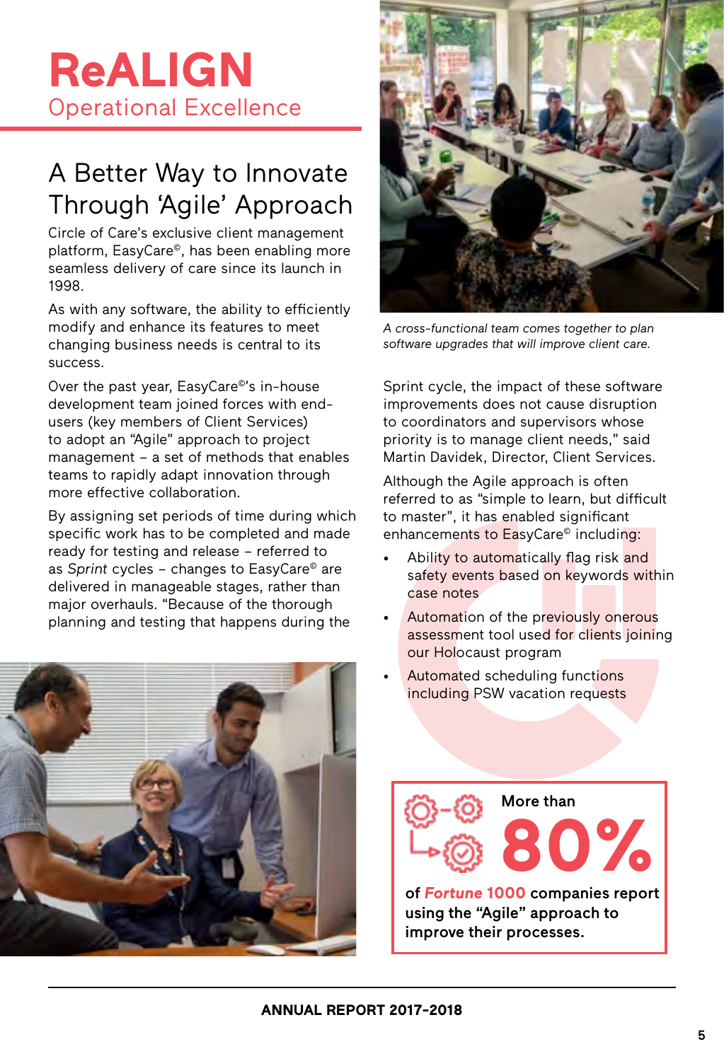# ReALIGN

## Operational Excellence

## A Better Way to Innovate Through 'Agile' Approach

Circle of Care's exclusive client management platform, EasyCare©, has been enabling more seamless delivery of care since its launch in 1998.

As with any software, the ability to efficiently modify and enhance its features to meet changing business needs is central to its success.

Over the past year, EasyCare©'s in-house development team joined forces with end-users (key members of Client Services) to adopt an "Agile" approach to project management – a set of methods that enables teams to rapidly adapt innovation through more effective collaboration.

By assigning set periods of time during which specific work has to be completed and made ready for testing and release – referred to as *Sprint* cycles – changes to EasyCare© are delivered in manageable stages, rather than major overhauls. "Because of the thorough planning and testing that happens during the Sprint cycle, the impact of these software improvements does not cause disruption to coordinators and supervisors whose priority is to manage client needs," said Martin Davidek, Director, Client Services.

*A cross-functional team comes together to plan software upgrades that will improve client care.*

Although the Agile approach is often referred to as "simple to learn, but difficult to master", it has enabled significant enhancements to EasyCare© including:

- Ability to automatically flag risk and safety events based on keywords within case notes
- Automation of the previously onerous assessment tool used for clients joining our Holocaust program
- Automated scheduling functions including PSW vacation requests

More than **80%** of ***Fortune* 1000** companies report using the "Agile" approach to improve their processes.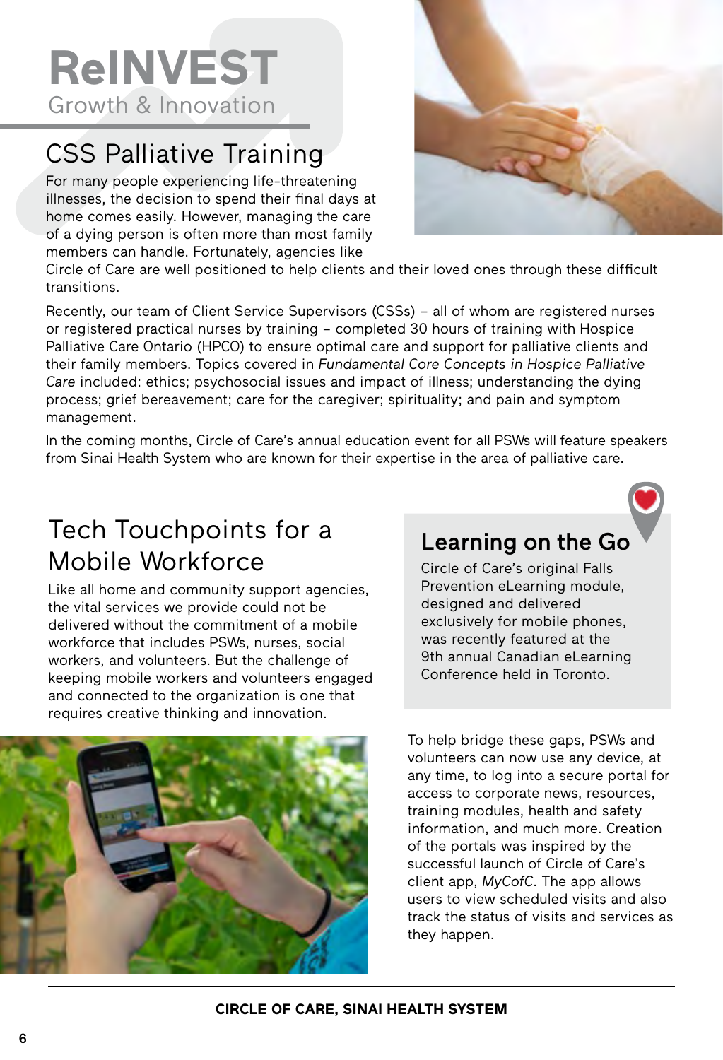# ReINVEST

Growth & Innovation

## CSS Palliative Training

For many people experiencing life-threatening illnesses, the decision to spend their final days at home comes easily. However, managing the care of a dying person is often more than most family members can handle. Fortunately, agencies like Circle of Care are well positioned to help clients and their loved ones through these difficult transitions.

Recently, our team of Client Service Supervisors (CSSs) – all of whom are registered nurses or registered practical nurses by training – completed 30 hours of training with Hospice Palliative Care Ontario (HPCO) to ensure optimal care and support for palliative clients and their family members. Topics covered in *Fundamental Core Concepts in Hospice Palliative Care* included: ethics; psychosocial issues and impact of illness; understanding the dying process; grief bereavement; care for the caregiver; spirituality; and pain and symptom management.

In the coming months, Circle of Care's annual education event for all PSWs will feature speakers from Sinai Health System who are known for their expertise in the area of palliative care.

## Tech Touchpoints for a Mobile Workforce

Like all home and community support agencies, the vital services we provide could not be delivered without the commitment of a mobile workforce that includes PSWs, nurses, social workers, and volunteers. But the challenge of keeping mobile workers and volunteers engaged and connected to the organization is one that requires creative thinking and innovation.

To help bridge these gaps, PSWs and volunteers can now use any device, at any time, to log into a secure portal for access to corporate news, resources, training modules, health and safety information, and much more. Creation of the portals was inspired by the successful launch of Circle of Care's client app, *MyCofC*. The app allows users to view scheduled visits and also track the status of visits and services as they happen.

### Learning on the Go

Circle of Care's original Falls Prevention eLearning module, designed and delivered exclusively for mobile phones, was recently featured at the 9th annual Canadian eLearning Conference held in Toronto.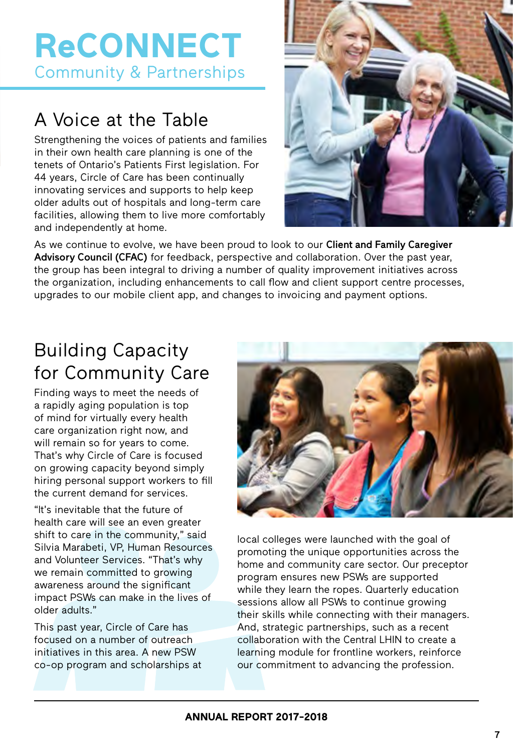# ReCONNECT

Community & Partnerships

## A Voice at the Table

Strengthening the voices of patients and families in their own health care planning is one of the tenets of Ontario's Patients First legislation. For 44 years, Circle of Care has been continually innovating services and supports to help keep older adults out of hospitals and long-term care facilities, allowing them to live more comfortably and independently at home.

As we continue to evolve, we have been proud to look to our **Client and Family Caregiver Advisory Council (CFAC)** for feedback, perspective and collaboration. Over the past year, the group has been integral to driving a number of quality improvement initiatives across the organization, including enhancements to call flow and client support centre processes, upgrades to our mobile client app, and changes to invoicing and payment options.

## Building Capacity for Community Care

Finding ways to meet the needs of a rapidly aging population is top of mind for virtually every health care organization right now, and will remain so for years to come. That's why Circle of Care is focused on growing capacity beyond simply hiring personal support workers to fill the current demand for services.

"It's inevitable that the future of health care will see an even greater shift to care in the community," said Silvia Marabeti, VP, Human Resources and Volunteer Services. "That's why we remain committed to growing awareness around the significant impact PSWs can make in the lives of older adults."

This past year, Circle of Care has focused on a number of outreach initiatives in this area. A new PSW co-op program and scholarships at local colleges were launched with the goal of promoting the unique opportunities across the home and community care sector. Our preceptor program ensures new PSWs are supported while they learn the ropes. Quarterly education sessions allow all PSWs to continue growing their skills while connecting with their managers. And, strategic partnerships, such as a recent collaboration with the Central LHIN to create a learning module for frontline workers, reinforce our commitment to advancing the profession.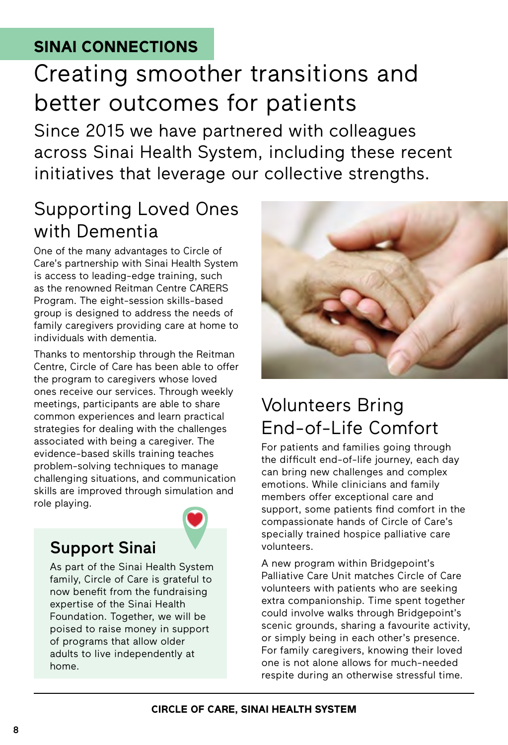**SINAI CONNECTIONS**

# Creating smoother transitions and better outcomes for patients

Since 2015 we have partnered with colleagues across Sinai Health System, including these recent initiatives that leverage our collective strengths.

## Supporting Loved Ones with Dementia

One of the many advantages to Circle of Care's partnership with Sinai Health System is access to leading-edge training, such as the renowned Reitman Centre CARERS Program. The eight-session skills-based group is designed to address the needs of family caregivers providing care at home to individuals with dementia.

Thanks to mentorship through the Reitman Centre, Circle of Care has been able to offer the program to caregivers whose loved ones receive our services. Through weekly meetings, participants are able to share common experiences and learn practical strategies for dealing with the challenges associated with being a caregiver. The evidence-based skills training teaches problem-solving techniques to manage challenging situations, and communication skills are improved through simulation and role playing.

### Support Sinai

As part of the Sinai Health System family, Circle of Care is grateful to now benefit from the fundraising expertise of the Sinai Health Foundation. Together, we will be poised to raise money in support of programs that allow older adults to live independently at home.

## Volunteers Bring End-of-Life Comfort

For patients and families going through the difficult end-of-life journey, each day can bring new challenges and complex emotions. While clinicians and family members offer exceptional care and support, some patients find comfort in the compassionate hands of Circle of Care's specially trained hospice palliative care volunteers.

A new program within Bridgepoint's Palliative Care Unit matches Circle of Care volunteers with patients who are seeking extra companionship. Time spent together could involve walks through Bridgepoint's scenic grounds, sharing a favourite activity, or simply being in each other's presence. For family caregivers, knowing their loved one is not alone allows for much-needed respite during an otherwise stressful time.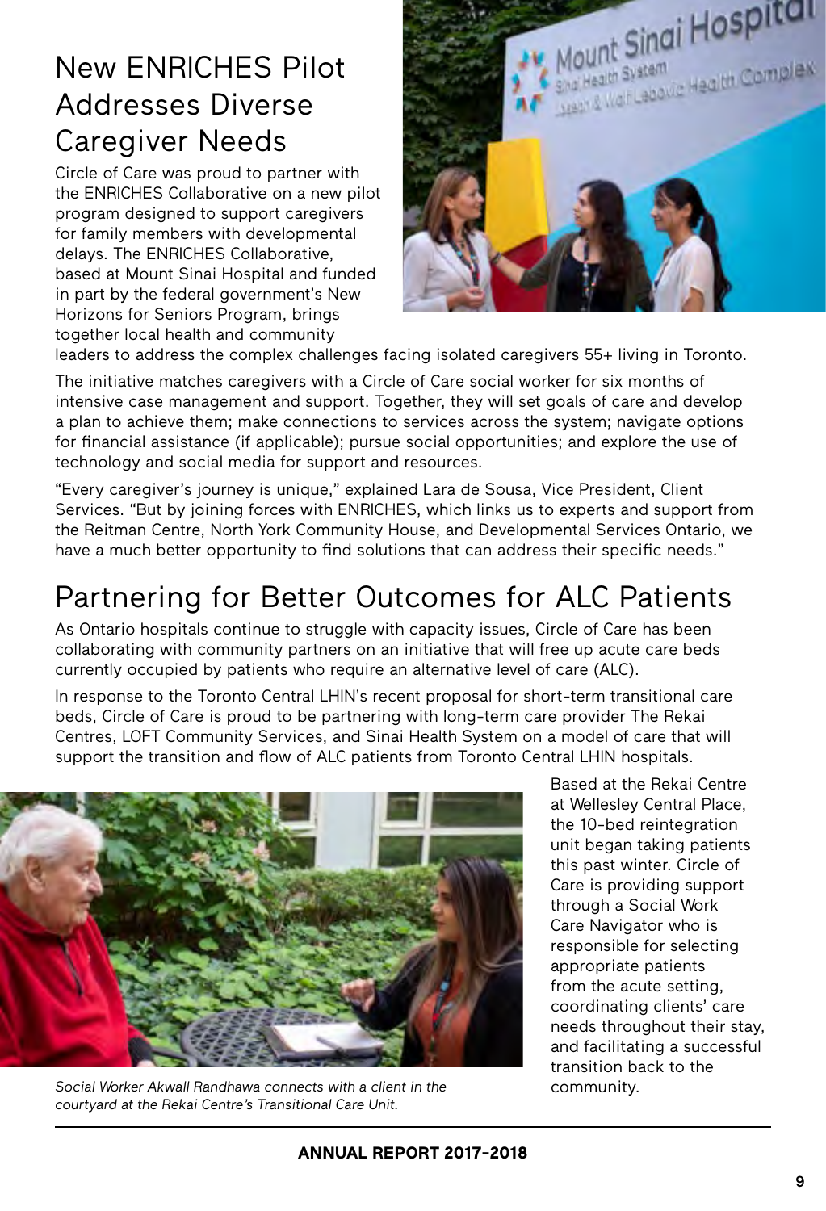# New ENRICHES Pilot Addresses Diverse Caregiver Needs

Circle of Care was proud to partner with the ENRICHES Collaborative on a new pilot program designed to support caregivers for family members with developmental delays. The ENRICHES Collaborative, based at Mount Sinai Hospital and funded in part by the federal government's New Horizons for Seniors Program, brings together local health and community leaders to address the complex challenges facing isolated caregivers 55+ living in Toronto.

The initiative matches caregivers with a Circle of Care social worker for six months of intensive case management and support. Together, they will set goals of care and develop a plan to achieve them; make connections to services across the system; navigate options for financial assistance (if applicable); pursue social opportunities; and explore the use of technology and social media for support and resources.

"Every caregiver's journey is unique," explained Lara de Sousa, Vice President, Client Services. "But by joining forces with ENRICHES, which links us to experts and support from the Reitman Centre, North York Community House, and Developmental Services Ontario, we have a much better opportunity to find solutions that can address their specific needs."

# Partnering for Better Outcomes for ALC Patients

As Ontario hospitals continue to struggle with capacity issues, Circle of Care has been collaborating with community partners on an initiative that will free up acute care beds currently occupied by patients who require an alternative level of care (ALC).

In response to the Toronto Central LHIN's recent proposal for short-term transitional care beds, Circle of Care is proud to be partnering with long-term care provider The Rekai Centres, LOFT Community Services, and Sinai Health System on a model of care that will support the transition and flow of ALC patients from Toronto Central LHIN hospitals.

*Social Worker Akwall Randhawa connects with a client in the courtyard at the Rekai Centre's Transitional Care Unit.*

Based at the Rekai Centre at Wellesley Central Place, the 10-bed reintegration unit began taking patients this past winter. Circle of Care is providing support through a Social Work Care Navigator who is responsible for selecting appropriate patients from the acute setting, coordinating clients' care needs throughout their stay, and facilitating a successful transition back to the community.

**ANNUAL REPORT 2017-2018**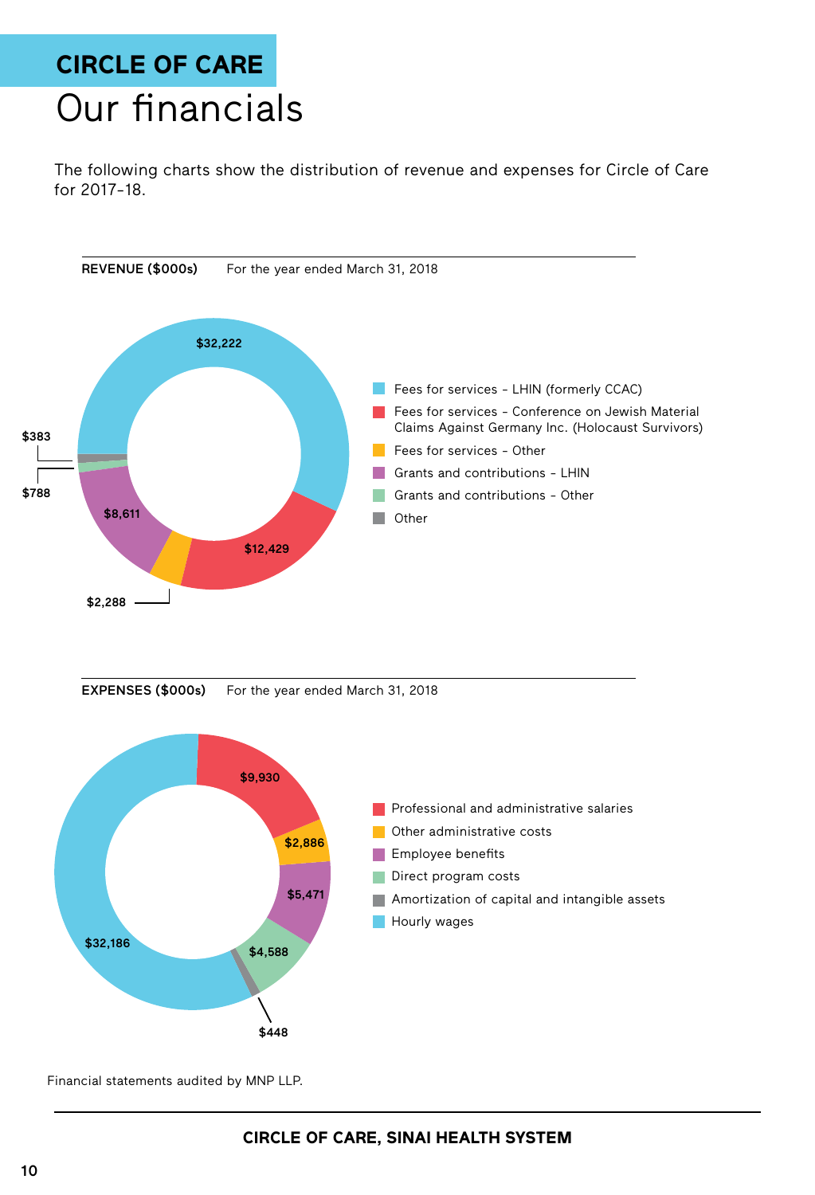# CIRCLE OF CARE

# Our financials

The following charts show the distribution of revenue and expenses for Circle of Care for 2017-18.

**REVENUE ($000s)** For the year ended March 31, 2018

| Category | Amount |
| --- | --- |
| Fees for services - LHIN (formerly CCAC) | $32,222 |
| Fees for services - Conference on Jewish Material Claims Against Germany Inc. (Holocaust Survivors) | $12,429 |
| Fees for services - Other | $2,288 |
| Grants and contributions - LHIN | $8,611 |
| Grants and contributions - Other | $788 |
| Other | $383 |

**EXPENSES ($000s)** For the year ended March 31, 2018

| Category | Amount |
| --- | --- |
| Professional and administrative salaries | $9,930 |
| Other administrative costs | $2,886 |
| Employee benefits | $5,471 |
| Direct program costs | $4,588 |
| Amortization of capital and intangible assets | $448 |
| Hourly wages | $32,186 |

Financial statements audited by MNP LLP.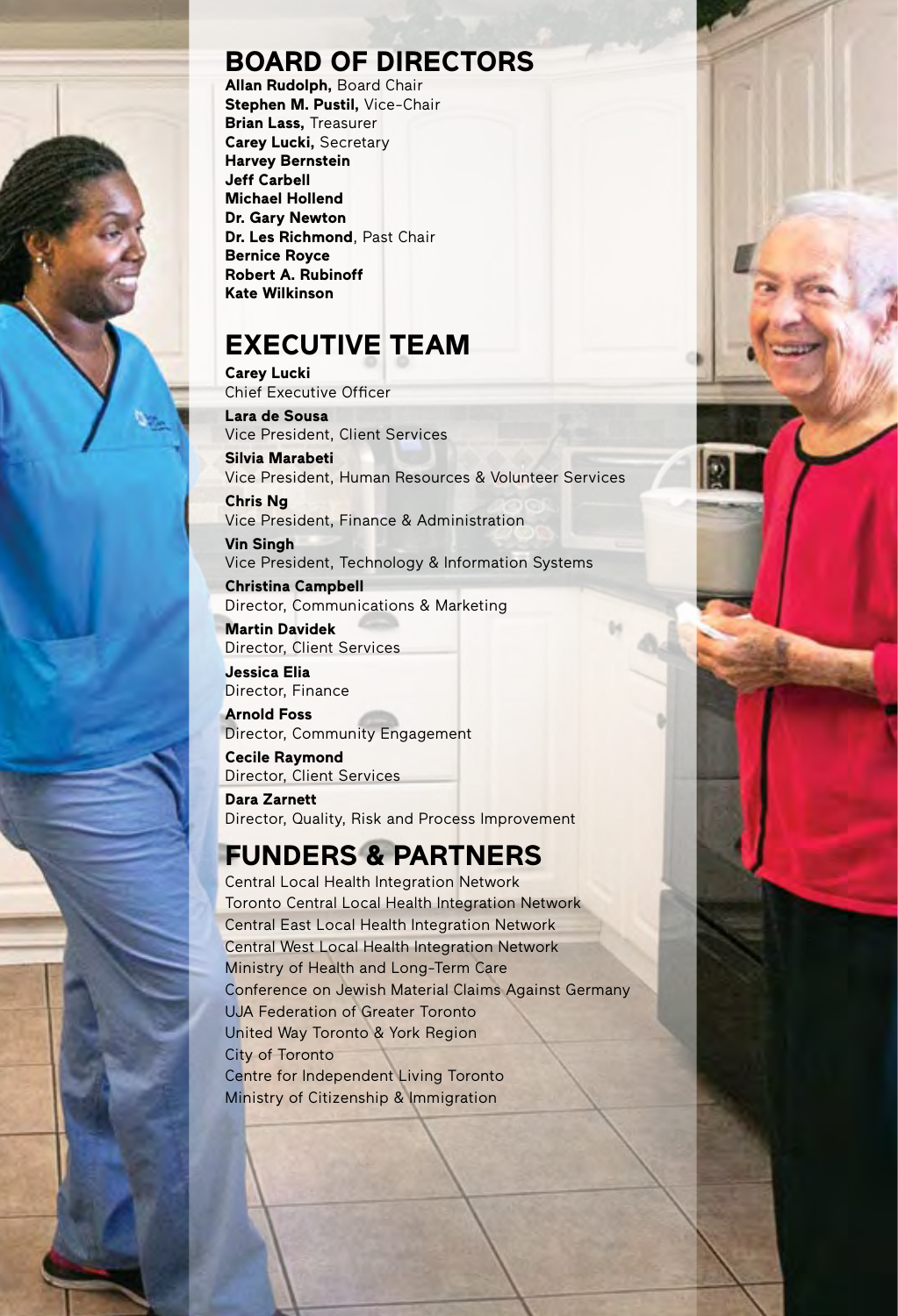## BOARD OF DIRECTORS

**Allan Rudolph,** Board Chair
**Stephen M. Pustil,** Vice-Chair
**Brian Lass,** Treasurer
**Carey Lucki,** Secretary
**Harvey Bernstein**
**Jeff Carbell**
**Michael Hollend**
**Dr. Gary Newton**
**Dr. Les Richmond**, Past Chair
**Bernice Royce**
**Robert A. Rubinoff**
**Kate Wilkinson**

## EXECUTIVE TEAM

**Carey Lucki**
Chief Executive Officer

**Lara de Sousa**
Vice President, Client Services

**Silvia Marabeti**
Vice President, Human Resources & Volunteer Services

**Chris Ng**
Vice President, Finance & Administration

**Vin Singh**
Vice President, Technology & Information Systems

**Christina Campbell**
Director, Communications & Marketing

**Martin Davidek**
Director, Client Services

**Jessica Elia**
Director, Finance

**Arnold Foss**
Director, Community Engagement

**Cecile Raymond**
Director, Client Services

**Dara Zarnett**
Director, Quality, Risk and Process Improvement

## FUNDERS & PARTNERS

Central Local Health Integration Network
Toronto Central Local Health Integration Network
Central East Local Health Integration Network
Central West Local Health Integration Network
Ministry of Health and Long-Term Care
Conference on Jewish Material Claims Against Germany
UJA Federation of Greater Toronto
United Way Toronto & York Region
City of Toronto
Centre for Independent Living Toronto
Ministry of Citizenship & Immigration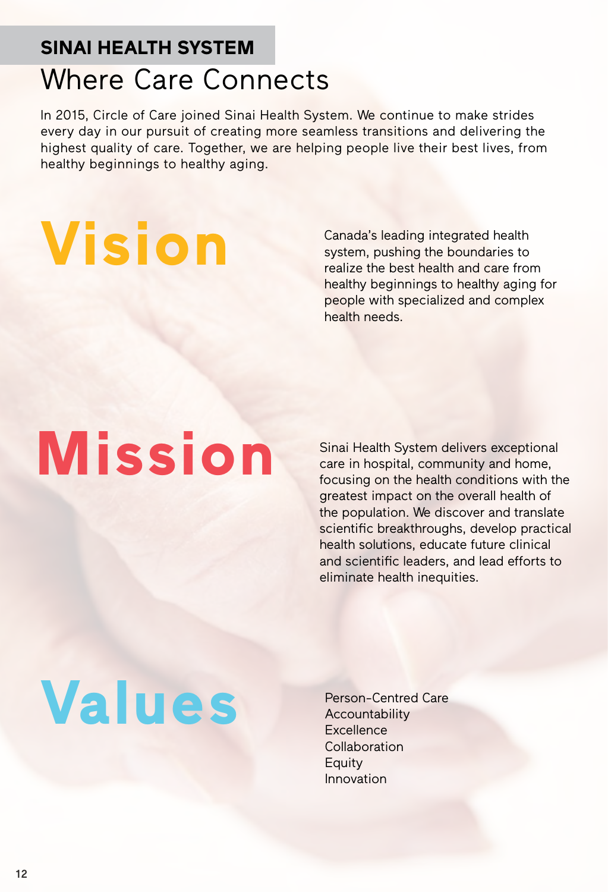## SINAI HEALTH SYSTEM

# Where Care Connects

In 2015, Circle of Care joined Sinai Health System. We continue to make strides every day in our pursuit of creating more seamless transitions and delivering the highest quality of care. Together, we are helping people live their best lives, from healthy beginnings to healthy aging.

## Vision

Canada's leading integrated health system, pushing the boundaries to realize the best health and care from healthy beginnings to healthy aging for people with specialized and complex health needs.

## Mission

Sinai Health System delivers exceptional care in hospital, community and home, focusing on the health conditions with the greatest impact on the overall health of the population. We discover and translate scientific breakthroughs, develop practical health solutions, educate future clinical and scientific leaders, and lead efforts to eliminate health inequities.

## Values

Person-Centred Care
Accountability
Excellence
Collaboration
Equity
Innovation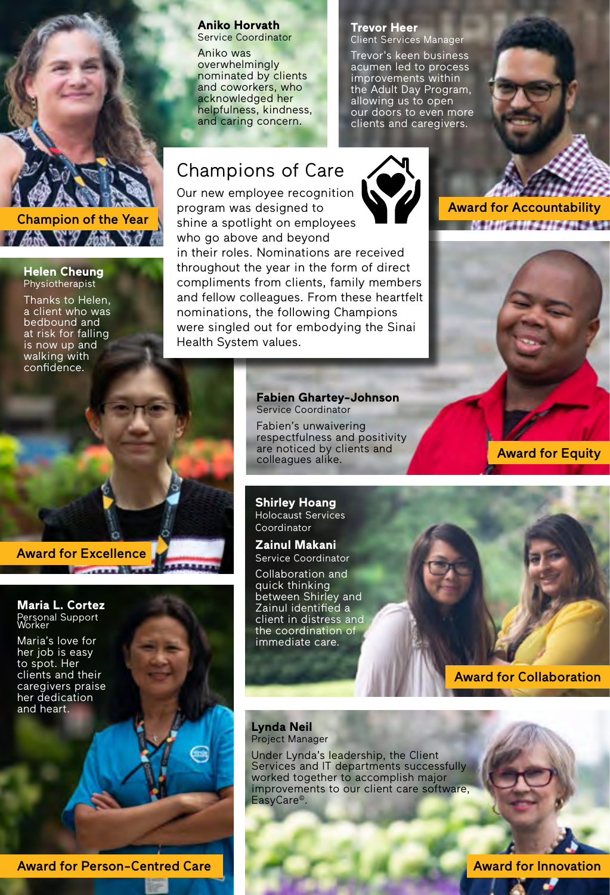## Champions of Care

Our new employee recognition program was designed to shine a spotlight on employees who go above and beyond in their roles. Nominations are received throughout the year in the form of direct compliments from clients, family members and fellow colleagues. From these heartfelt nominations, the following Champions were singled out for embodying the Sinai Health System values.

**Champion of the Year**

**Aniko Horvath**
Service Coordinator

Aniko was overwhelmingly nominated by clients and coworkers, who acknowledged her helpfulness, kindness, and caring concern.

**Award for Accountability**

**Trevor Heer**
Client Services Manager

Trevor's keen business acumen led to process improvements within the Adult Day Program, allowing us to open our doors to even more clients and caregivers.

**Award for Excellence**

**Helen Cheung**
Physiotherapist

Thanks to Helen, a client who was bedbound and at risk for falling is now up and walking with confidence.

**Award for Equity**

**Fabien Ghartey-Johnson**
Service Coordinator

Fabien's unwaivering respectfulness and positivity are noticed by clients and colleagues alike.

**Award for Collaboration**

**Shirley Hoang**
Holocaust Services Coordinator

**Zainul Makani**
Service Coordinator

Collaboration and quick thinking between Shirley and Zainul identified a client in distress and the coordination of immediate care.

**Award for Person-Centred Care**

**Maria L. Cortez**
Personal Support Worker

Maria's love for her job is easy to spot. Her clients and their caregivers praise her dedication and heart.

**Award for Innovation**

**Lynda Neil**
Project Manager

Under Lynda's leadership, the Client Services and IT departments successfully worked together to accomplish major improvements to our client care software, EasyCare©.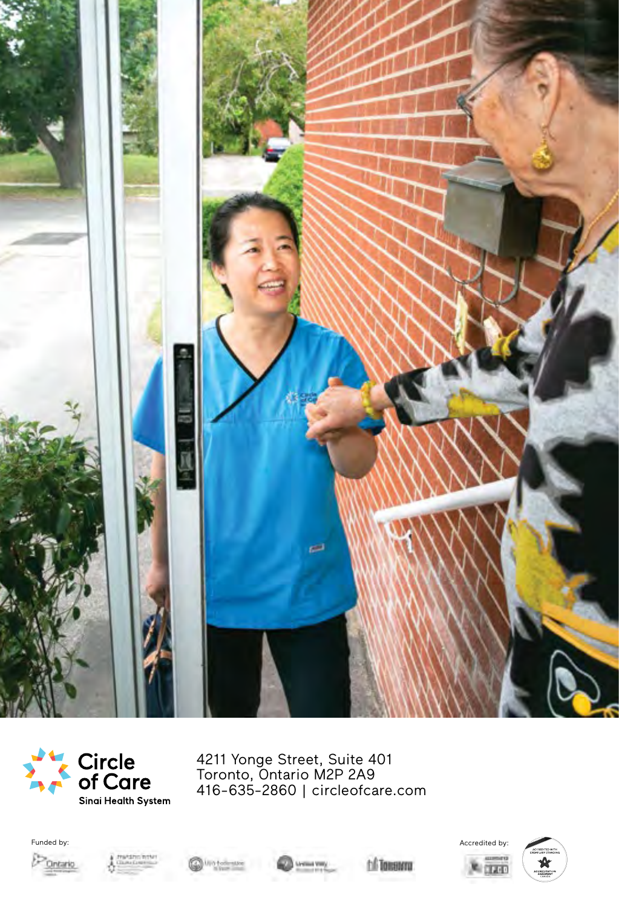Circle of Care

Sinai Health System

4211 Yonge Street, Suite 401
Toronto, Ontario M2P 2A9
416-635-2860 | circleofcare.com

Funded by:

Accredited by: